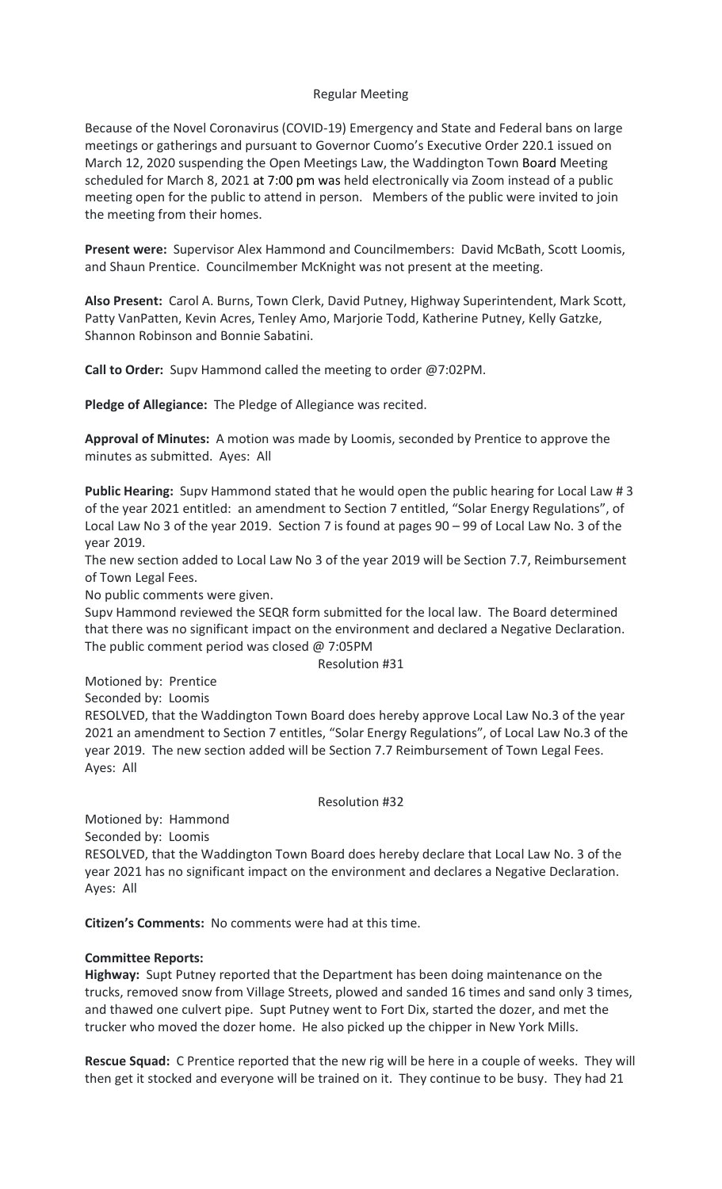Regular Meeting

Because of the Novel Coronavirus (COVID-19) Emergency and State and Federal bans on large meetings or gatherings and pursuant to Governor Cuomo's Executive Order 220.1 issued on March 12, 2020 suspending the Open Meetings Law, the Waddington Town Board Meeting scheduled for March 8, 2021 at 7:00 pm was held electronically via Zoom instead of a public meeting open for the public to attend in person. Members of the public were invited to join the meeting from their homes.

**Present were:** Supervisor Alex Hammond and Councilmembers: David McBath, Scott Loomis, and Shaun Prentice. Councilmember McKnight was not present at the meeting.

**Also Present:** Carol A. Burns, Town Clerk, David Putney, Highway Superintendent, Mark Scott, Patty VanPatten, Kevin Acres, Tenley Amo, Marjorie Todd, Katherine Putney, Kelly Gatzke, Shannon Robinson and Bonnie Sabatini.

**Call to Order:** Supv Hammond called the meeting to order @7:02PM.

**Pledge of Allegiance:** The Pledge of Allegiance was recited.

**Approval of Minutes:** A motion was made by Loomis, seconded by Prentice to approve the minutes as submitted. Ayes: All

**Public Hearing:** Supv Hammond stated that he would open the public hearing for Local Law # 3 of the year 2021 entitled: an amendment to Section 7 entitled, "Solar Energy Regulations", of Local Law No 3 of the year 2019. Section 7 is found at pages 90 – 99 of Local Law No. 3 of the year 2019.

The new section added to Local Law No 3 of the year 2019 will be Section 7.7, Reimbursement of Town Legal Fees.

No public comments were given.

Supv Hammond reviewed the SEQR form submitted for the local law. The Board determined that there was no significant impact on the environment and declared a Negative Declaration. The public comment period was closed @ 7:05PM

Resolution #31

Motioned by: Prentice

Seconded by: Loomis

RESOLVED, that the Waddington Town Board does hereby approve Local Law No.3 of the year 2021 an amendment to Section 7 entitles, "Solar Energy Regulations", of Local Law No.3 of the year 2019. The new section added will be Section 7.7 Reimbursement of Town Legal Fees.
Ayes: All

Resolution #32

Motioned by: Hammond

Seconded by: Loomis

RESOLVED, that the Waddington Town Board does hereby declare that Local Law No. 3 of the year 2021 has no significant impact on the environment and declares a Negative Declaration.
Ayes: All

**Citizen's Comments:** No comments were had at this time.

**Committee Reports:**

**Highway:** Supt Putney reported that the Department has been doing maintenance on the trucks, removed snow from Village Streets, plowed and sanded 16 times and sand only 3 times, and thawed one culvert pipe. Supt Putney went to Fort Dix, started the dozer, and met the trucker who moved the dozer home. He also picked up the chipper in New York Mills.

**Rescue Squad:** C Prentice reported that the new rig will be here in a couple of weeks. They will then get it stocked and everyone will be trained on it. They continue to be busy. They had 21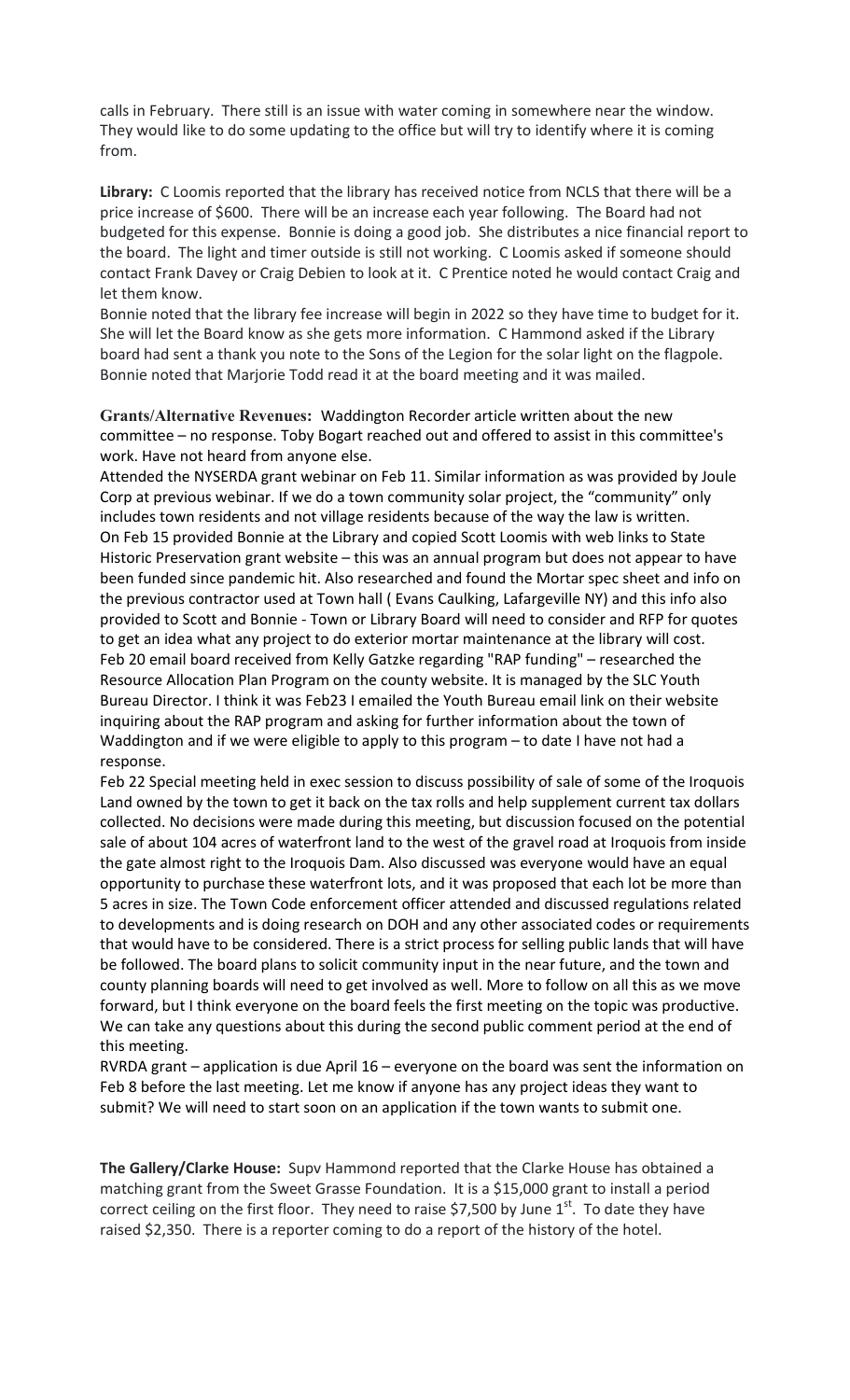calls in February. There still is an issue with water coming in somewhere near the window. They would like to do some updating to the office but will try to identify where it is coming from.

**Library:** C Loomis reported that the library has received notice from NCLS that there will be a price increase of $600. There will be an increase each year following. The Board had not budgeted for this expense. Bonnie is doing a good job. She distributes a nice financial report to the board. The light and timer outside is still not working. C Loomis asked if someone should contact Frank Davey or Craig Debien to look at it. C Prentice noted he would contact Craig and let them know.

Bonnie noted that the library fee increase will begin in 2022 so they have time to budget for it. She will let the Board know as she gets more information. C Hammond asked if the Library board had sent a thank you note to the Sons of the Legion for the solar light on the flagpole. Bonnie noted that Marjorie Todd read it at the board meeting and it was mailed.

**Grants/Alternative Revenues:** Waddington Recorder article written about the new committee – no response. Toby Bogart reached out and offered to assist in this committee's work. Have not heard from anyone else.

Attended the NYSERDA grant webinar on Feb 11. Similar information as was provided by Joule Corp at previous webinar. If we do a town community solar project, the "community" only includes town residents and not village residents because of the way the law is written.

On Feb 15 provided Bonnie at the Library and copied Scott Loomis with web links to State Historic Preservation grant website – this was an annual program but does not appear to have been funded since pandemic hit. Also researched and found the Mortar spec sheet and info on the previous contractor used at Town hall ( Evans Caulking, Lafargeville NY) and this info also provided to Scott and Bonnie - Town or Library Board will need to consider and RFP for quotes to get an idea what any project to do exterior mortar maintenance at the library will cost.

Feb 20 email board received from Kelly Gatzke regarding "RAP funding" – researched the Resource Allocation Plan Program on the county website. It is managed by the SLC Youth Bureau Director. I think it was Feb23 I emailed the Youth Bureau email link on their website inquiring about the RAP program and asking for further information about the town of Waddington and if we were eligible to apply to this program – to date I have not had a response.

Feb 22 Special meeting held in exec session to discuss possibility of sale of some of the Iroquois Land owned by the town to get it back on the tax rolls and help supplement current tax dollars collected. No decisions were made during this meeting, but discussion focused on the potential sale of about 104 acres of waterfront land to the west of the gravel road at Iroquois from inside the gate almost right to the Iroquois Dam. Also discussed was everyone would have an equal opportunity to purchase these waterfront lots, and it was proposed that each lot be more than 5 acres in size. The Town Code enforcement officer attended and discussed regulations related to developments and is doing research on DOH and any other associated codes or requirements that would have to be considered. There is a strict process for selling public lands that will have be followed. The board plans to solicit community input in the near future, and the town and county planning boards will need to get involved as well. More to follow on all this as we move forward, but I think everyone on the board feels the first meeting on the topic was productive. We can take any questions about this during the second public comment period at the end of this meeting.

RVRDA grant – application is due April 16 – everyone on the board was sent the information on Feb 8 before the last meeting. Let me know if anyone has any project ideas they want to submit? We will need to start soon on an application if the town wants to submit one.

**The Gallery/Clarke House:** Supv Hammond reported that the Clarke House has obtained a matching grant from the Sweet Grasse Foundation. It is a $15,000 grant to install a period correct ceiling on the first floor. They need to raise $7,500 by June 1st. To date they have raised $2,350. There is a reporter coming to do a report of the history of the hotel.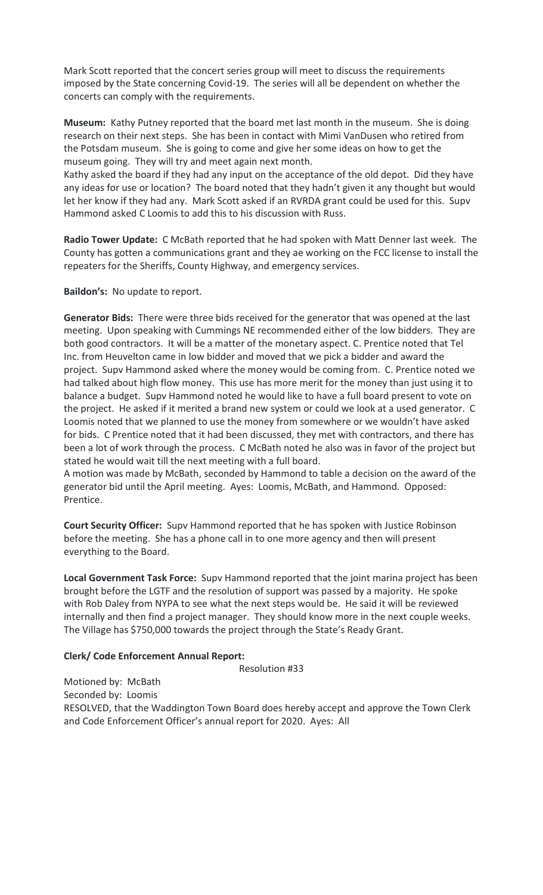Mark Scott reported that the concert series group will meet to discuss the requirements imposed by the State concerning Covid-19. The series will all be dependent on whether the concerts can comply with the requirements.

**Museum:** Kathy Putney reported that the board met last month in the museum. She is doing research on their next steps. She has been in contact with Mimi VanDusen who retired from the Potsdam museum. She is going to come and give her some ideas on how to get the museum going. They will try and meet again next month.
Kathy asked the board if they had any input on the acceptance of the old depot. Did they have any ideas for use or location? The board noted that they hadn't given it any thought but would let her know if they had any. Mark Scott asked if an RVRDA grant could be used for this. Supv Hammond asked C Loomis to add this to his discussion with Russ.

**Radio Tower Update:** C McBath reported that he had spoken with Matt Denner last week. The County has gotten a communications grant and they ae working on the FCC license to install the repeaters for the Sheriffs, County Highway, and emergency services.

**Baildon's:** No update to report.

**Generator Bids:** There were three bids received for the generator that was opened at the last meeting. Upon speaking with Cummings NE recommended either of the low bidders. They are both good contractors. It will be a matter of the monetary aspect. C. Prentice noted that Tel Inc. from Heuvelton came in low bidder and moved that we pick a bidder and award the project. Supv Hammond asked where the money would be coming from. C. Prentice noted we had talked about high flow money. This use has more merit for the money than just using it to balance a budget. Supv Hammond noted he would like to have a full board present to vote on the project. He asked if it merited a brand new system or could we look at a used generator. C Loomis noted that we planned to use the money from somewhere or we wouldn't have asked for bids. C Prentice noted that it had been discussed, they met with contractors, and there has been a lot of work through the process. C McBath noted he also was in favor of the project but stated he would wait till the next meeting with a full board.
A motion was made by McBath, seconded by Hammond to table a decision on the award of the generator bid until the April meeting. Ayes: Loomis, McBath, and Hammond. Opposed: Prentice.

**Court Security Officer:** Supv Hammond reported that he has spoken with Justice Robinson before the meeting. She has a phone call in to one more agency and then will present everything to the Board.

**Local Government Task Force:** Supv Hammond reported that the joint marina project has been brought before the LGTF and the resolution of support was passed by a majority. He spoke with Rob Daley from NYPA to see what the next steps would be. He said it will be reviewed internally and then find a project manager. They should know more in the next couple weeks. The Village has $750,000 towards the project through the State's Ready Grant.

**Clerk/ Code Enforcement Annual Report:**

Resolution #33

Motioned by: McBath
Seconded by: Loomis
RESOLVED, that the Waddington Town Board does hereby accept and approve the Town Clerk and Code Enforcement Officer's annual report for 2020. Ayes: All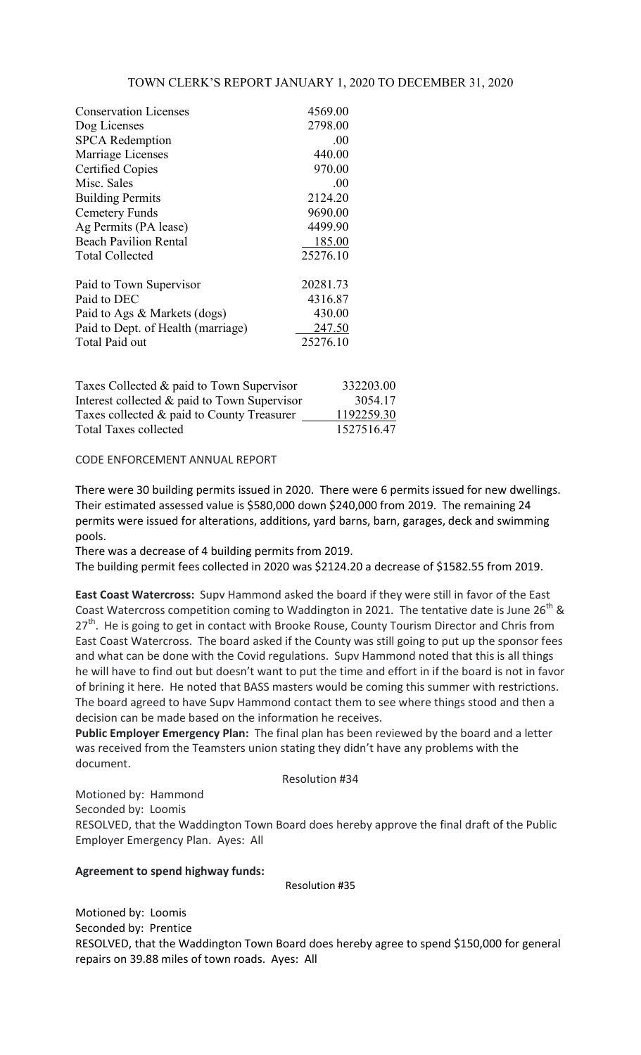## TOWN CLERK'S REPORT JANUARY 1, 2020 TO DECEMBER 31, 2020

| | |
|---|---|
| Conservation Licenses | 4569.00 |
| Dog Licenses | 2798.00 |
| SPCA Redemption | .00 |
| Marriage Licenses | 440.00 |
| Certified Copies | 970.00 |
| Misc. Sales | .00 |
| Building Permits | 2124.20 |
| Cemetery Funds | 9690.00 |
| Ag Permits (PA lease) | 4499.90 |
| Beach Pavilion Rental | 185.00 |
| Total Collected | 25276.10 |
| | |
| Paid to Town Supervisor | 20281.73 |
| Paid to DEC | 4316.87 |
| Paid to Ags & Markets (dogs) | 430.00 |
| Paid to Dept. of Health (marriage) | 247.50 |
| Total Paid out | 25276.10 |

| | |
|---|---|
| Taxes Collected & paid to Town Supervisor | 332203.00 |
| Interest collected & paid to Town Supervisor | 3054.17 |
| Taxes collected & paid to County Treasurer | 1192259.30 |
| Total Taxes collected | 1527516.47 |

CODE ENFORCEMENT ANNUAL REPORT

There were 30 building permits issued in 2020. There were 6 permits issued for new dwellings. Their estimated assessed value is $580,000 down $240,000 from 2019. The remaining 24 permits were issued for alterations, additions, yard barns, barn, garages, deck and swimming pools.

There was a decrease of 4 building permits from 2019.

The building permit fees collected in 2020 was $2124.20 a decrease of $1582.55 from 2019.

**East Coast Watercross:** Supv Hammond asked the board if they were still in favor of the East Coast Watercross competition coming to Waddington in 2021. The tentative date is June 26th & 27th. He is going to get in contact with Brooke Rouse, County Tourism Director and Chris from East Coast Watercross. The board asked if the County was still going to put up the sponsor fees and what can be done with the Covid regulations. Supv Hammond noted that this is all things he will have to find out but doesn't want to put the time and effort in if the board is not in favor of brining it here. He noted that BASS masters would be coming this summer with restrictions. The board agreed to have Supv Hammond contact them to see where things stood and then a decision can be made based on the information he receives.

**Public Employer Emergency Plan:** The final plan has been reviewed by the board and a letter was received from the Teamsters union stating they didn't have any problems with the document.

Resolution #34

Motioned by: Hammond
Seconded by: Loomis
RESOLVED, that the Waddington Town Board does hereby approve the final draft of the Public Employer Emergency Plan. Ayes: All

**Agreement to spend highway funds:**

Resolution #35

Motioned by: Loomis
Seconded by: Prentice
RESOLVED, that the Waddington Town Board does hereby agree to spend $150,000 for general repairs on 39.88 miles of town roads. Ayes: All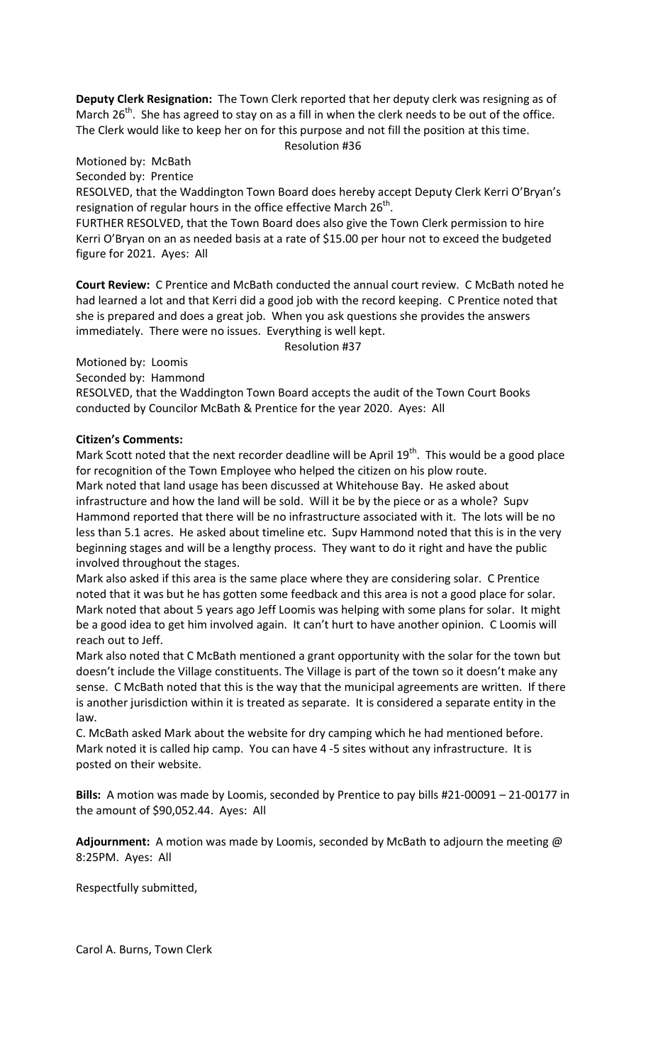**Deputy Clerk Resignation:** The Town Clerk reported that her deputy clerk was resigning as of March 26th. She has agreed to stay on as a fill in when the clerk needs to be out of the office. The Clerk would like to keep her on for this purpose and not fill the position at this time.

Resolution #36

Motioned by: McBath
Seconded by: Prentice
RESOLVED, that the Waddington Town Board does hereby accept Deputy Clerk Kerri O'Bryan's resignation of regular hours in the office effective March 26th.
FURTHER RESOLVED, that the Town Board does also give the Town Clerk permission to hire Kerri O'Bryan on an as needed basis at a rate of $15.00 per hour not to exceed the budgeted figure for 2021. Ayes: All

**Court Review:** C Prentice and McBath conducted the annual court review. C McBath noted he had learned a lot and that Kerri did a good job with the record keeping. C Prentice noted that she is prepared and does a great job. When you ask questions she provides the answers immediately. There were no issues. Everything is well kept.

Resolution #37

Motioned by: Loomis
Seconded by: Hammond
RESOLVED, that the Waddington Town Board accepts the audit of the Town Court Books conducted by Councilor McBath & Prentice for the year 2020. Ayes: All

**Citizen's Comments:**
Mark Scott noted that the next recorder deadline will be April 19th. This would be a good place for recognition of the Town Employee who helped the citizen on his plow route.
Mark noted that land usage has been discussed at Whitehouse Bay. He asked about infrastructure and how the land will be sold. Will it be by the piece or as a whole? Supv Hammond reported that there will be no infrastructure associated with it. The lots will be no less than 5.1 acres. He asked about timeline etc. Supv Hammond noted that this is in the very beginning stages and will be a lengthy process. They want to do it right and have the public involved throughout the stages.
Mark also asked if this area is the same place where they are considering solar. C Prentice noted that it was but he has gotten some feedback and this area is not a good place for solar. Mark noted that about 5 years ago Jeff Loomis was helping with some plans for solar. It might be a good idea to get him involved again. It can't hurt to have another opinion. C Loomis will reach out to Jeff.
Mark also noted that C McBath mentioned a grant opportunity with the solar for the town but doesn't include the Village constituents. The Village is part of the town so it doesn't make any sense. C McBath noted that this is the way that the municipal agreements are written. If there is another jurisdiction within it is treated as separate. It is considered a separate entity in the law.
C. McBath asked Mark about the website for dry camping which he had mentioned before. Mark noted it is called hip camp. You can have 4 -5 sites without any infrastructure. It is posted on their website.

**Bills:** A motion was made by Loomis, seconded by Prentice to pay bills #21-00091 – 21-00177 in the amount of $90,052.44. Ayes: All

**Adjournment:** A motion was made by Loomis, seconded by McBath to adjourn the meeting @ 8:25PM. Ayes: All

Respectfully submitted,

Carol A. Burns, Town Clerk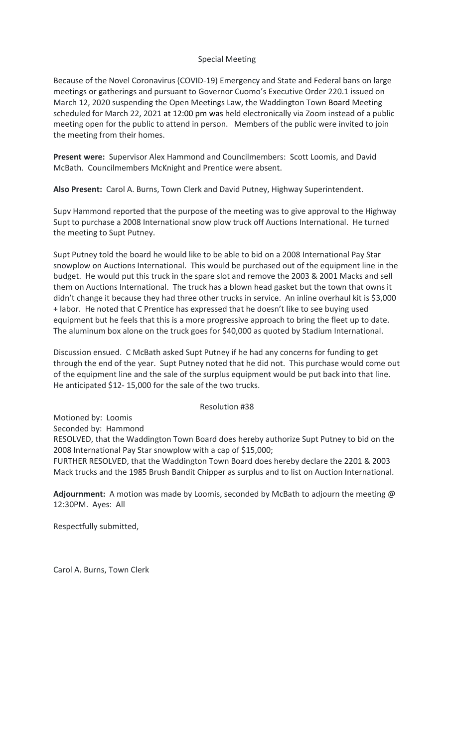Special Meeting

Because of the Novel Coronavirus (COVID-19) Emergency and State and Federal bans on large meetings or gatherings and pursuant to Governor Cuomo's Executive Order 220.1 issued on March 12, 2020 suspending the Open Meetings Law, the Waddington Town Board Meeting scheduled for March 22, 2021 at 12:00 pm was held electronically via Zoom instead of a public meeting open for the public to attend in person. Members of the public were invited to join the meeting from their homes.

**Present were:** Supervisor Alex Hammond and Councilmembers: Scott Loomis, and David McBath. Councilmembers McKnight and Prentice were absent.

**Also Present:** Carol A. Burns, Town Clerk and David Putney, Highway Superintendent.

Supv Hammond reported that the purpose of the meeting was to give approval to the Highway Supt to purchase a 2008 International snow plow truck off Auctions International. He turned the meeting to Supt Putney.

Supt Putney told the board he would like to be able to bid on a 2008 International Pay Star snowplow on Auctions International. This would be purchased out of the equipment line in the budget. He would put this truck in the spare slot and remove the 2003 & 2001 Macks and sell them on Auctions International. The truck has a blown head gasket but the town that owns it didn't change it because they had three other trucks in service. An inline overhaul kit is $3,000 + labor. He noted that C Prentice has expressed that he doesn't like to see buying used equipment but he feels that this is a more progressive approach to bring the fleet up to date. The aluminum box alone on the truck goes for $40,000 as quoted by Stadium International.

Discussion ensued. C McBath asked Supt Putney if he had any concerns for funding to get through the end of the year. Supt Putney noted that he did not. This purchase would come out of the equipment line and the sale of the surplus equipment would be put back into that line. He anticipated $12- 15,000 for the sale of the two trucks.

Resolution #38

Motioned by: Loomis
Seconded by: Hammond
RESOLVED, that the Waddington Town Board does hereby authorize Supt Putney to bid on the 2008 International Pay Star snowplow with a cap of $15,000;
FURTHER RESOLVED, that the Waddington Town Board does hereby declare the 2201 & 2003 Mack trucks and the 1985 Brush Bandit Chipper as surplus and to list on Auction International.

**Adjournment:** A motion was made by Loomis, seconded by McBath to adjourn the meeting @ 12:30PM. Ayes: All

Respectfully submitted,

Carol A. Burns, Town Clerk